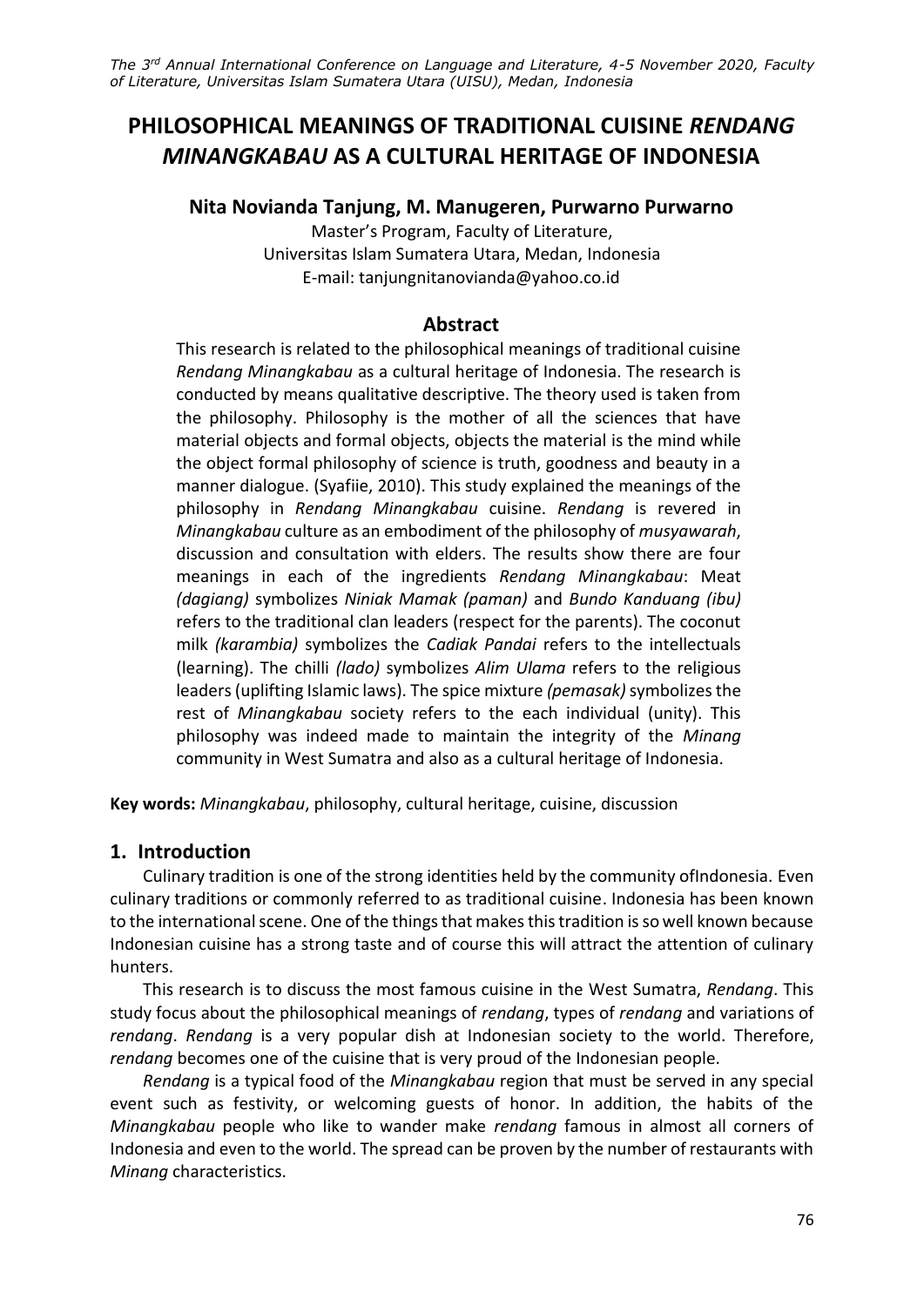# PHILOSOPHICAL MEANINGS OF TRADITIONAL CUISINE *RENDANG MINANGKABAU* AS A CULTURAL HERITAGE OF INDONESIA

**Nita Novianda Tanjung, M. Manugeren, Purwarno Purwarno**

Master's Program, Faculty of Literature,
Universitas Islam Sumatera Utara, Medan, Indonesia
E-mail: tanjungnitanovianda@yahoo.co.id

## Abstract

This research is related to the philosophical meanings of traditional cuisine *Rendang Minangkabau* as a cultural heritage of Indonesia. The research is conducted by means qualitative descriptive. The theory used is taken from the philosophy. Philosophy is the mother of all the sciences that have material objects and formal objects, objects the material is the mind while the object formal philosophy of science is truth, goodness and beauty in a manner dialogue. (Syafiie, 2010). This study explained the meanings of the philosophy in *Rendang Minangkabau* cuisine. *Rendang* is revered in *Minangkabau* culture as an embodiment of the philosophy of *musyawarah*, discussion and consultation with elders. The results show there are four meanings in each of the ingredients *Rendang Minangkabau*: Meat *(dagiang)* symbolizes *Niniak Mamak (paman)* and *Bundo Kanduang (ibu)* refers to the traditional clan leaders (respect for the parents). The coconut milk *(karambia)* symbolizes the *Cadiak Pandai* refers to the intellectuals (learning). The chilli *(lado)* symbolizes *Alim Ulama* refers to the religious leaders (uplifting Islamic laws). The spice mixture *(pemasak)* symbolizes the rest of *Minangkabau* society refers to the each individual (unity). This philosophy was indeed made to maintain the integrity of the *Minang* community in West Sumatra and also as a cultural heritage of Indonesia.

**Key words:** *Minangkabau*, philosophy, cultural heritage, cuisine, discussion

## 1. Introduction

Culinary tradition is one of the strong identities held by the community ofIndonesia. Even culinary traditions or commonly referred to as traditional cuisine. Indonesia has been known to the international scene. One of the things that makes this tradition is so well known because Indonesian cuisine has a strong taste and of course this will attract the attention of culinary hunters.

This research is to discuss the most famous cuisine in the West Sumatra, *Rendang*. This study focus about the philosophical meanings of *rendang*, types of *rendang* and variations of *rendang*. *Rendang* is a very popular dish at Indonesian society to the world. Therefore, *rendang* becomes one of the cuisine that is very proud of the Indonesian people.

*Rendang* is a typical food of the *Minangkabau* region that must be served in any special event such as festivity, or welcoming guests of honor. In addition, the habits of the *Minangkabau* people who like to wander make *rendang* famous in almost all corners of Indonesia and even to the world. The spread can be proven by the number of restaurants with *Minang* characteristics.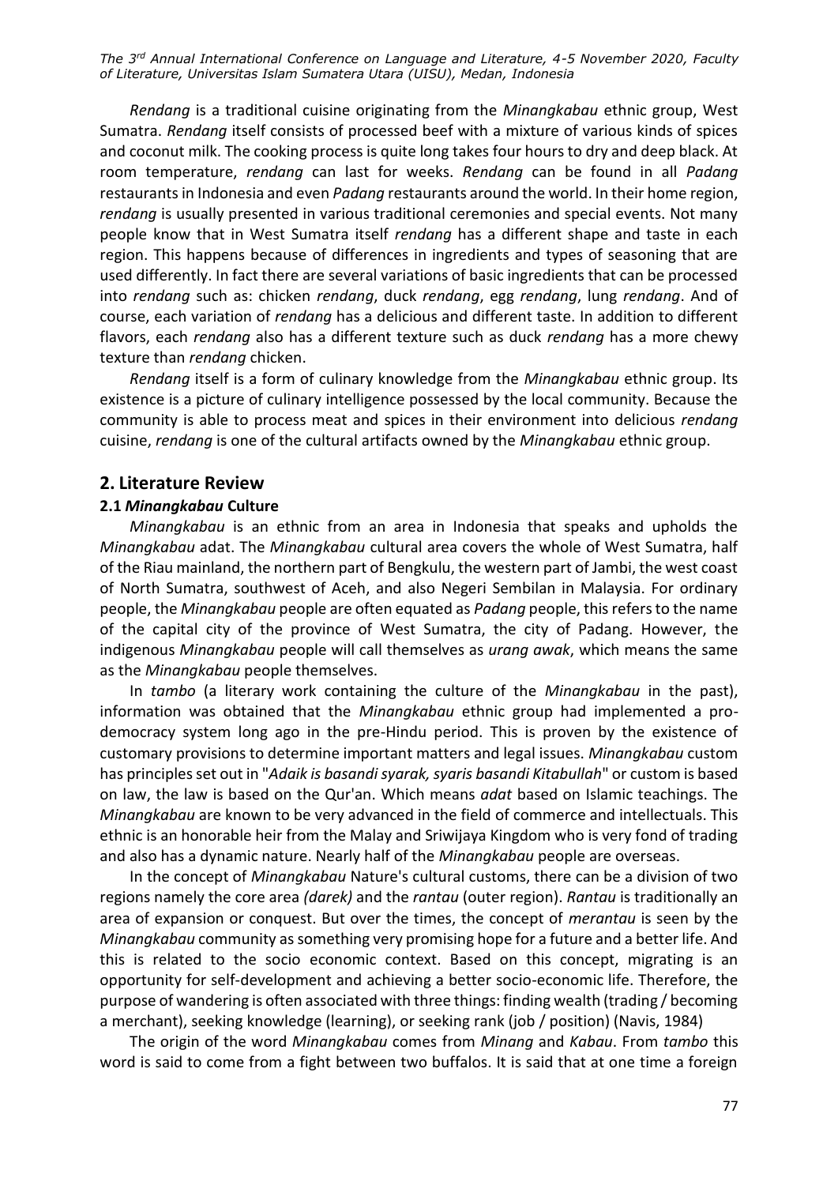*Rendang* is a traditional cuisine originating from the *Minangkabau* ethnic group, West Sumatra. *Rendang* itself consists of processed beef with a mixture of various kinds of spices and coconut milk. The cooking process is quite long takes four hours to dry and deep black. At room temperature, *rendang* can last for weeks. *Rendang* can be found in all *Padang* restaurants in Indonesia and even *Padang* restaurants around the world. In their home region, *rendang* is usually presented in various traditional ceremonies and special events. Not many people know that in West Sumatra itself *rendang* has a different shape and taste in each region. This happens because of differences in ingredients and types of seasoning that are used differently. In fact there are several variations of basic ingredients that can be processed into *rendang* such as: chicken *rendang*, duck *rendang*, egg *rendang*, lung *rendang*. And of course, each variation of *rendang* has a delicious and different taste. In addition to different flavors, each *rendang* also has a different texture such as duck *rendang* has a more chewy texture than *rendang* chicken.

*Rendang* itself is a form of culinary knowledge from the *Minangkabau* ethnic group. Its existence is a picture of culinary intelligence possessed by the local community. Because the community is able to process meat and spices in their environment into delicious *rendang* cuisine, *rendang* is one of the cultural artifacts owned by the *Minangkabau* ethnic group.

## 2. Literature Review

### 2.1 *Minangkabau* Culture

*Minangkabau* is an ethnic from an area in Indonesia that speaks and upholds the *Minangkabau* adat. The *Minangkabau* cultural area covers the whole of West Sumatra, half of the Riau mainland, the northern part of Bengkulu, the western part of Jambi, the west coast of North Sumatra, southwest of Aceh, and also Negeri Sembilan in Malaysia. For ordinary people, the *Minangkabau* people are often equated as *Padang* people, this refers to the name of the capital city of the province of West Sumatra, the city of Padang. However, the indigenous *Minangkabau* people will call themselves as *urang awak*, which means the same as the *Minangkabau* people themselves.

In *tambo* (a literary work containing the culture of the *Minangkabau* in the past), information was obtained that the *Minangkabau* ethnic group had implemented a pro-democracy system long ago in the pre-Hindu period. This is proven by the existence of customary provisions to determine important matters and legal issues. *Minangkabau* custom has principles set out in "*Adaik is basandi syarak, syaris basandi Kitabullah*" or custom is based on law, the law is based on the Qur'an. Which means *adat* based on Islamic teachings. The *Minangkabau* are known to be very advanced in the field of commerce and intellectuals. This ethnic is an honorable heir from the Malay and Sriwijaya Kingdom who is very fond of trading and also has a dynamic nature. Nearly half of the *Minangkabau* people are overseas.

In the concept of *Minangkabau* Nature's cultural customs, there can be a division of two regions namely the core area *(darek)* and the *rantau* (outer region). *Rantau* is traditionally an area of expansion or conquest. But over the times, the concept of *merantau* is seen by the *Minangkabau* community as something very promising hope for a future and a better life. And this is related to the socio economic context. Based on this concept, migrating is an opportunity for self-development and achieving a better socio-economic life. Therefore, the purpose of wandering is often associated with three things: finding wealth (trading / becoming a merchant), seeking knowledge (learning), or seeking rank (job / position) (Navis, 1984)

The origin of the word *Minangkabau* comes from *Minang* and *Kabau*. From *tambo* this word is said to come from a fight between two buffalos. It is said that at one time a foreign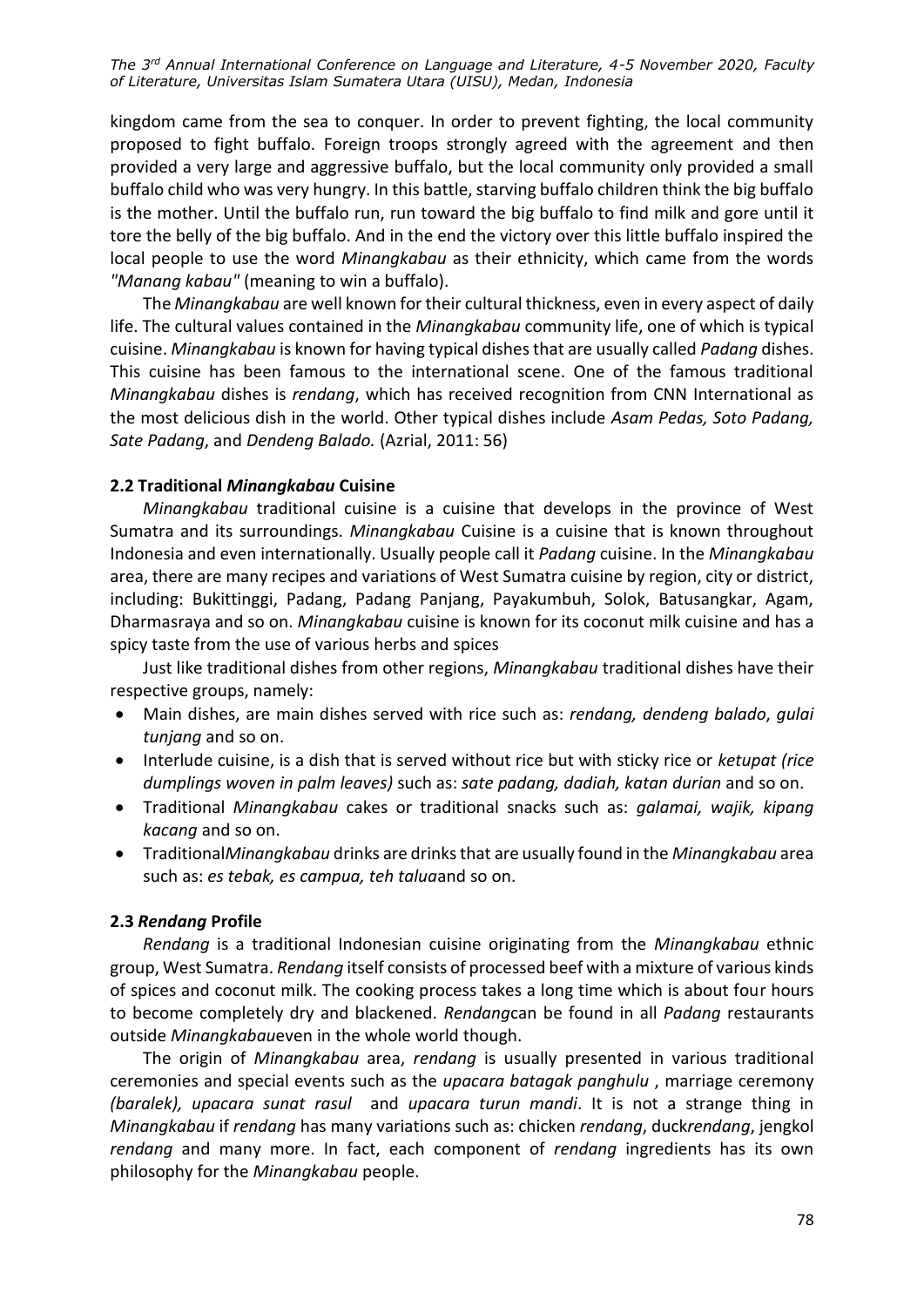kingdom came from the sea to conquer. In order to prevent fighting, the local community proposed to fight buffalo. Foreign troops strongly agreed with the agreement and then provided a very large and aggressive buffalo, but the local community only provided a small buffalo child who was very hungry. In this battle, starving buffalo children think the big buffalo is the mother. Until the buffalo run, run toward the big buffalo to find milk and gore until it tore the belly of the big buffalo. And in the end the victory over this little buffalo inspired the local people to use the word *Minangkabau* as their ethnicity, which came from the words *"Manang kabau"* (meaning to win a buffalo).

The *Minangkabau* are well known for their cultural thickness, even in every aspect of daily life. The cultural values contained in the *Minangkabau* community life, one of which is typical cuisine. *Minangkabau* is known for having typical dishes that are usually called *Padang* dishes. This cuisine has been famous to the international scene. One of the famous traditional *Minangkabau* dishes is *rendang*, which has received recognition from CNN International as the most delicious dish in the world. Other typical dishes include *Asam Pedas, Soto Padang, Sate Padang*, and *Dendeng Balado.* (Azrial, 2011: 56)

### 2.2 Traditional *Minangkabau* Cuisine

*Minangkabau* traditional cuisine is a cuisine that develops in the province of West Sumatra and its surroundings. *Minangkabau* Cuisine is a cuisine that is known throughout Indonesia and even internationally. Usually people call it *Padang* cuisine. In the *Minangkabau* area, there are many recipes and variations of West Sumatra cuisine by region, city or district, including: Bukittinggi, Padang, Padang Panjang, Payakumbuh, Solok, Batusangkar, Agam, Dharmasraya and so on. *Minangkabau* cuisine is known for its coconut milk cuisine and has a spicy taste from the use of various herbs and spices

Just like traditional dishes from other regions, *Minangkabau* traditional dishes have their respective groups, namely:

- Main dishes, are main dishes served with rice such as: *rendang, dendeng balado*, *gulai tunjang* and so on.
- Interlude cuisine, is a dish that is served without rice but with sticky rice or *ketupat (rice dumplings woven in palm leaves)* such as: *sate padang, dadiah, katan durian* and so on.
- Traditional *Minangkabau* cakes or traditional snacks such as: *galamai, wajik, kipang kacang* and so on.
- Traditional*Minangkabau* drinks are drinks that are usually found in the *Minangkabau* area such as: *es tebak, es campua, teh talua*and so on.

### 2.3 *Rendang* Profile

*Rendang* is a traditional Indonesian cuisine originating from the *Minangkabau* ethnic group, West Sumatra. *Rendang* itself consists of processed beef with a mixture of various kinds of spices and coconut milk. The cooking process takes a long time which is about four hours to become completely dry and blackened. *Rendang*can be found in all *Padang* restaurants outside *Minangkabau*even in the whole world though.

The origin of *Minangkabau* area, *rendang* is usually presented in various traditional ceremonies and special events such as the *upacara batagak panghulu* , marriage ceremony *(baralek), upacara sunat rasul* and *upacara turun mandi*. It is not a strange thing in *Minangkabau* if *rendang* has many variations such as: chicken *rendang*, duck*rendang*, jengkol *rendang* and many more. In fact, each component of *rendang* ingredients has its own philosophy for the *Minangkabau* people.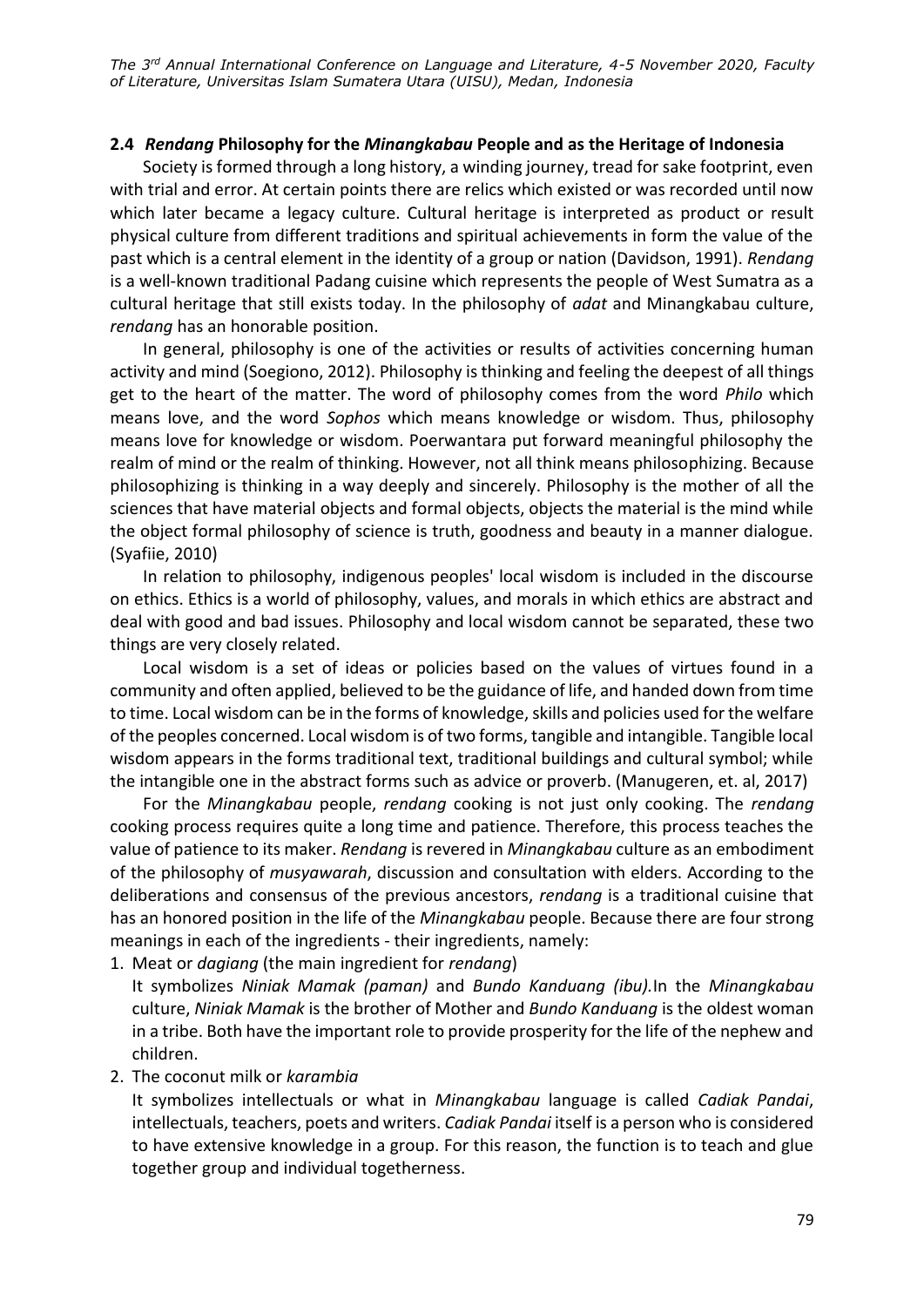### 2.4 *Rendang* Philosophy for the *Minangkabau* People and as the Heritage of Indonesia

Society is formed through a long history, a winding journey, tread for sake footprint, even with trial and error. At certain points there are relics which existed or was recorded until now which later became a legacy culture. Cultural heritage is interpreted as product or result physical culture from different traditions and spiritual achievements in form the value of the past which is a central element in the identity of a group or nation (Davidson, 1991). *Rendang* is a well-known traditional Padang cuisine which represents the people of West Sumatra as a cultural heritage that still exists today. In the philosophy of *adat* and Minangkabau culture, *rendang* has an honorable position.

In general, philosophy is one of the activities or results of activities concerning human activity and mind (Soegiono, 2012). Philosophy is thinking and feeling the deepest of all things get to the heart of the matter. The word of philosophy comes from the word *Philo* which means love, and the word *Sophos* which means knowledge or wisdom. Thus, philosophy means love for knowledge or wisdom. Poerwantara put forward meaningful philosophy the realm of mind or the realm of thinking. However, not all think means philosophizing. Because philosophizing is thinking in a way deeply and sincerely. Philosophy is the mother of all the sciences that have material objects and formal objects, objects the material is the mind while the object formal philosophy of science is truth, goodness and beauty in a manner dialogue. (Syafiie, 2010)

In relation to philosophy, indigenous peoples' local wisdom is included in the discourse on ethics. Ethics is a world of philosophy, values, and morals in which ethics are abstract and deal with good and bad issues. Philosophy and local wisdom cannot be separated, these two things are very closely related.

Local wisdom is a set of ideas or policies based on the values of virtues found in a community and often applied, believed to be the guidance of life, and handed down from time to time. Local wisdom can be in the forms of knowledge, skills and policies used for the welfare of the peoples concerned. Local wisdom is of two forms, tangible and intangible. Tangible local wisdom appears in the forms traditional text, traditional buildings and cultural symbol; while the intangible one in the abstract forms such as advice or proverb. (Manugeren, et. al, 2017)

For the *Minangkabau* people, *rendang* cooking is not just only cooking. The *rendang* cooking process requires quite a long time and patience. Therefore, this process teaches the value of patience to its maker. *Rendang* is revered in *Minangkabau* culture as an embodiment of the philosophy of *musyawarah*, discussion and consultation with elders. According to the deliberations and consensus of the previous ancestors, *rendang* is a traditional cuisine that has an honored position in the life of the *Minangkabau* people. Because there are four strong meanings in each of the ingredients - their ingredients, namely:

1. Meat or *dagiang* (the main ingredient for *rendang*)
   It symbolizes *Niniak Mamak (paman)* and *Bundo Kanduang (ibu).* In the *Minangkabau* culture, *Niniak Mamak* is the brother of Mother and *Bundo Kanduang* is the oldest woman in a tribe. Both have the important role to provide prosperity for the life of the nephew and children.
2. The coconut milk or *karambia*
   It symbolizes intellectuals or what in *Minangkabau* language is called *Cadiak Pandai*, intellectuals, teachers, poets and writers. *Cadiak Pandai* itself is a person who is considered to have extensive knowledge in a group. For this reason, the function is to teach and glue together group and individual togetherness.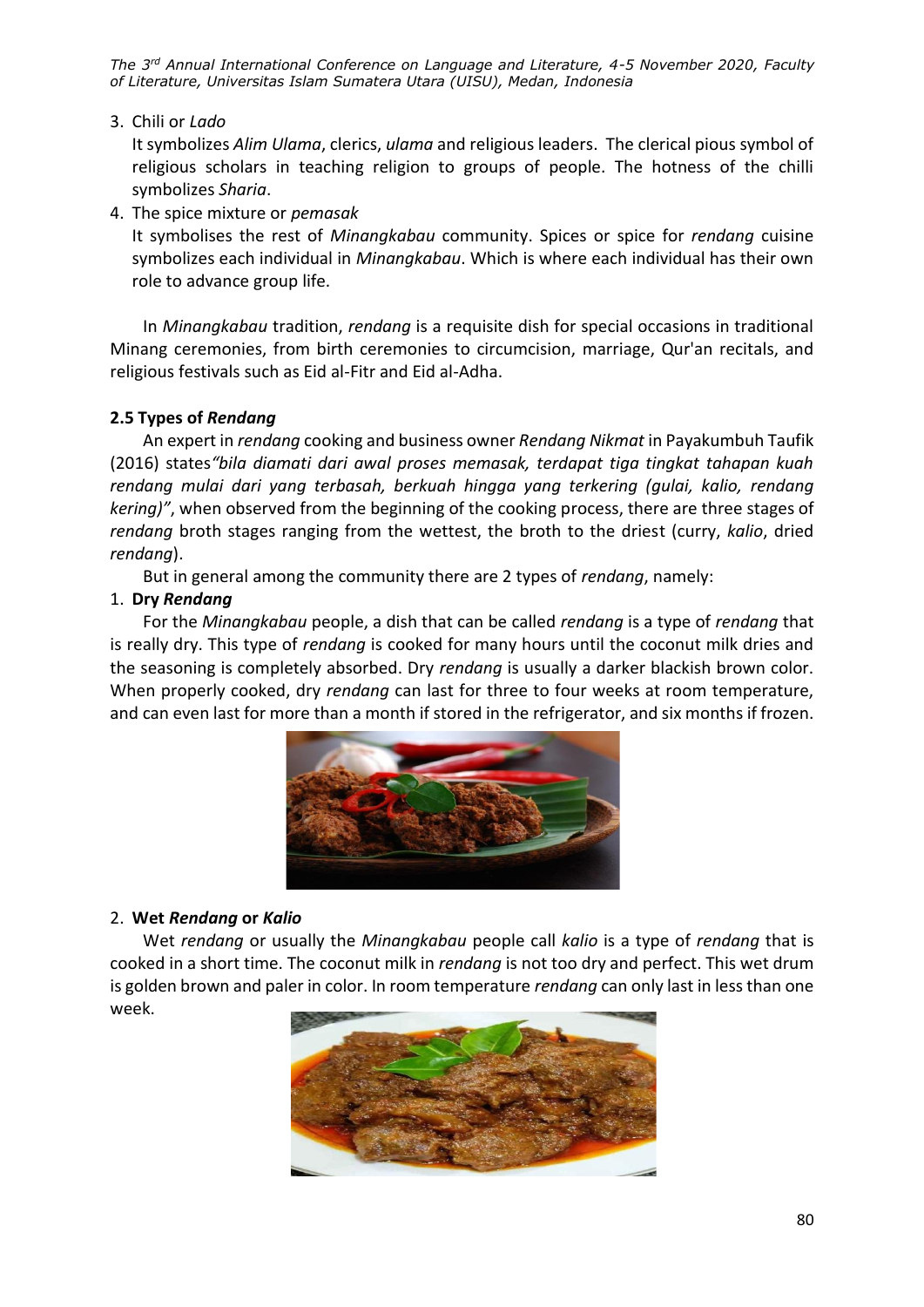3. Chili or *Lado*

   It symbolizes *Alim Ulama*, clerics, *ulama* and religious leaders. The clerical pious symbol of religious scholars in teaching religion to groups of people. The hotness of the chilli symbolizes *Sharia*.

4. The spice mixture or *pemasak*

   It symbolises the rest of *Minangkabau* community. Spices or spice for *rendang* cuisine symbolizes each individual in *Minangkabau*. Which is where each individual has their own role to advance group life.

In *Minangkabau* tradition, *rendang* is a requisite dish for special occasions in traditional Minang ceremonies, from birth ceremonies to circumcision, marriage, Qur'an recitals, and religious festivals such as Eid al-Fitr and Eid al-Adha.

### 2.5 Types of *Rendang*

An expert in *rendang* cooking and business owner *Rendang Nikmat* in Payakumbuh Taufik (2016) states*"bila diamati dari awal proses memasak, terdapat tiga tingkat tahapan kuah rendang mulai dari yang terbasah, berkuah hingga yang terkering (gulai, kalio, rendang kering)"*, when observed from the beginning of the cooking process, there are three stages of *rendang* broth stages ranging from the wettest, the broth to the driest (curry, *kalio*, dried *rendang*).

But in general among the community there are 2 types of *rendang*, namely:

1. **Dry *Rendang***

For the *Minangkabau* people, a dish that can be called *rendang* is a type of *rendang* that is really dry. This type of *rendang* is cooked for many hours until the coconut milk dries and the seasoning is completely absorbed. Dry *rendang* is usually a darker blackish brown color. When properly cooked, dry *rendang* can last for three to four weeks at room temperature, and can even last for more than a month if stored in the refrigerator, and six months if frozen.

2. **Wet *Rendang* or *Kalio***

Wet *rendang* or usually the *Minangkabau* people call *kalio* is a type of *rendang* that is cooked in a short time. The coconut milk in *rendang* is not too dry and perfect. This wet drum is golden brown and paler in color. In room temperature *rendang* can only last in less than one week.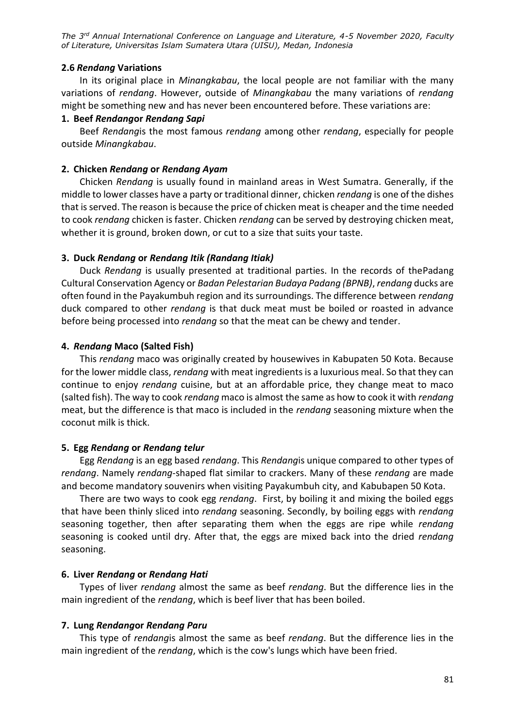### 2.6 *Rendang* Variations

In its original place in *Minangkabau*, the local people are not familiar with the many variations of *rendang*. However, outside of *Minangkabau* the many variations of *rendang* might be something new and has never been encountered before. These variations are:

#### 1. Beef *Rendang*or *Rendang Sapi*

Beef *Rendang*is the most famous *rendang* among other *rendang*, especially for people outside *Minangkabau*.

#### 2. Chicken *Rendang* or *Rendang Ayam*

Chicken *Rendang* is usually found in mainland areas in West Sumatra. Generally, if the middle to lower classes have a party or traditional dinner, chicken *rendang* is one of the dishes that is served. The reason is because the price of chicken meat is cheaper and the time needed to cook *rendang* chicken is faster. Chicken *rendang* can be served by destroying chicken meat, whether it is ground, broken down, or cut to a size that suits your taste.

#### 3. Duck *Rendang* or *Rendang Itik (Randang Itiak)*

Duck *Rendang* is usually presented at traditional parties. In the records of thePadang Cultural Conservation Agency or *Badan Pelestarian Budaya Padang (BPNB)*, *rendang* ducks are often found in the Payakumbuh region and its surroundings. The difference between *rendang* duck compared to other *rendang* is that duck meat must be boiled or roasted in advance before being processed into *rendang* so that the meat can be chewy and tender.

#### 4. *Rendang* Maco (Salted Fish)

This *rendang* maco was originally created by housewives in Kabupaten 50 Kota. Because for the lower middle class, *rendang* with meat ingredients is a luxurious meal. So that they can continue to enjoy *rendang* cuisine, but at an affordable price, they change meat to maco (salted fish). The way to cook *rendang* maco is almost the same as how to cook it with *rendang* meat, but the difference is that maco is included in the *rendang* seasoning mixture when the coconut milk is thick.

#### 5. Egg *Rendang* or *Rendang telur*

Egg *Rendang* is an egg based *rendang*. This *Rendang*is unique compared to other types of *rendang*. Namely *rendang*-shaped flat similar to crackers. Many of these *rendang* are made and become mandatory souvenirs when visiting Payakumbuh city, and Kabubapen 50 Kota.

There are two ways to cook egg *rendang*. First, by boiling it and mixing the boiled eggs that have been thinly sliced into *rendang* seasoning. Secondly, by boiling eggs with *rendang* seasoning together, then after separating them when the eggs are ripe while *rendang* seasoning is cooked until dry. After that, the eggs are mixed back into the dried *rendang* seasoning.

#### 6. Liver *Rendang* or *Rendang Hati*

Types of liver *rendang* almost the same as beef *rendang*. But the difference lies in the main ingredient of the *rendang*, which is beef liver that has been boiled.

#### 7. Lung *Rendang*or *Rendang Paru*

This type of *rendang*is almost the same as beef *rendang*. But the difference lies in the main ingredient of the *rendang*, which is the cow's lungs which have been fried.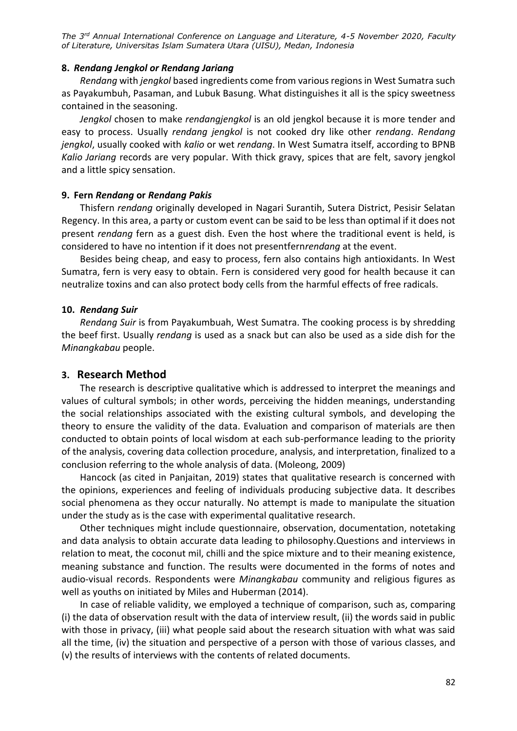#### 8. *Rendang Jengkol or Rendang Jariang*

*Rendang* with *jengkol* based ingredients come from various regions in West Sumatra such as Payakumbuh, Pasaman, and Lubuk Basung. What distinguishes it all is the spicy sweetness contained in the seasoning.

*Jengkol* chosen to make *rendangjengkol* is an old jengkol because it is more tender and easy to process. Usually *rendang jengkol* is not cooked dry like other *rendang*. *Rendang jengkol*, usually cooked with *kalio* or wet *rendang*. In West Sumatra itself, according to BPNB *Kalio Jariang* records are very popular. With thick gravy, spices that are felt, savory jengkol and a little spicy sensation.

#### 9. Fern *Rendang* or *Rendang Pakis*

Thisfern *rendang* originally developed in Nagari Surantih, Sutera District, Pesisir Selatan Regency. In this area, a party or custom event can be said to be less than optimal if it does not present *rendang* fern as a guest dish. Even the host where the traditional event is held, is considered to have no intention if it does not presentfern*rendang* at the event.

Besides being cheap, and easy to process, fern also contains high antioxidants. In West Sumatra, fern is very easy to obtain. Fern is considered very good for health because it can neutralize toxins and can also protect body cells from the harmful effects of free radicals.

#### 10. *Rendang Suir*

*Rendang Suir* is from Payakumbuah, West Sumatra. The cooking process is by shredding the beef first. Usually *rendang* is used as a snack but can also be used as a side dish for the *Minangkabau* people.

## 3. Research Method

The research is descriptive qualitative which is addressed to interpret the meanings and values of cultural symbols; in other words, perceiving the hidden meanings, understanding the social relationships associated with the existing cultural symbols, and developing the theory to ensure the validity of the data. Evaluation and comparison of materials are then conducted to obtain points of local wisdom at each sub-performance leading to the priority of the analysis, covering data collection procedure, analysis, and interpretation, finalized to a conclusion referring to the whole analysis of data. (Moleong, 2009)

Hancock (as cited in Panjaitan, 2019) states that qualitative research is concerned with the opinions, experiences and feeling of individuals producing subjective data. It describes social phenomena as they occur naturally. No attempt is made to manipulate the situation under the study as is the case with experimental qualitative research.

Other techniques might include questionnaire, observation, documentation, notetaking and data analysis to obtain accurate data leading to philosophy.Questions and interviews in relation to meat, the coconut mil, chilli and the spice mixture and to their meaning existence, meaning substance and function. The results were documented in the forms of notes and audio-visual records. Respondents were *Minangkabau* community and religious figures as well as youths on initiated by Miles and Huberman (2014).

In case of reliable validity, we employed a technique of comparison, such as, comparing (i) the data of observation result with the data of interview result, (ii) the words said in public with those in privacy, (iii) what people said about the research situation with what was said all the time, (iv) the situation and perspective of a person with those of various classes, and (v) the results of interviews with the contents of related documents.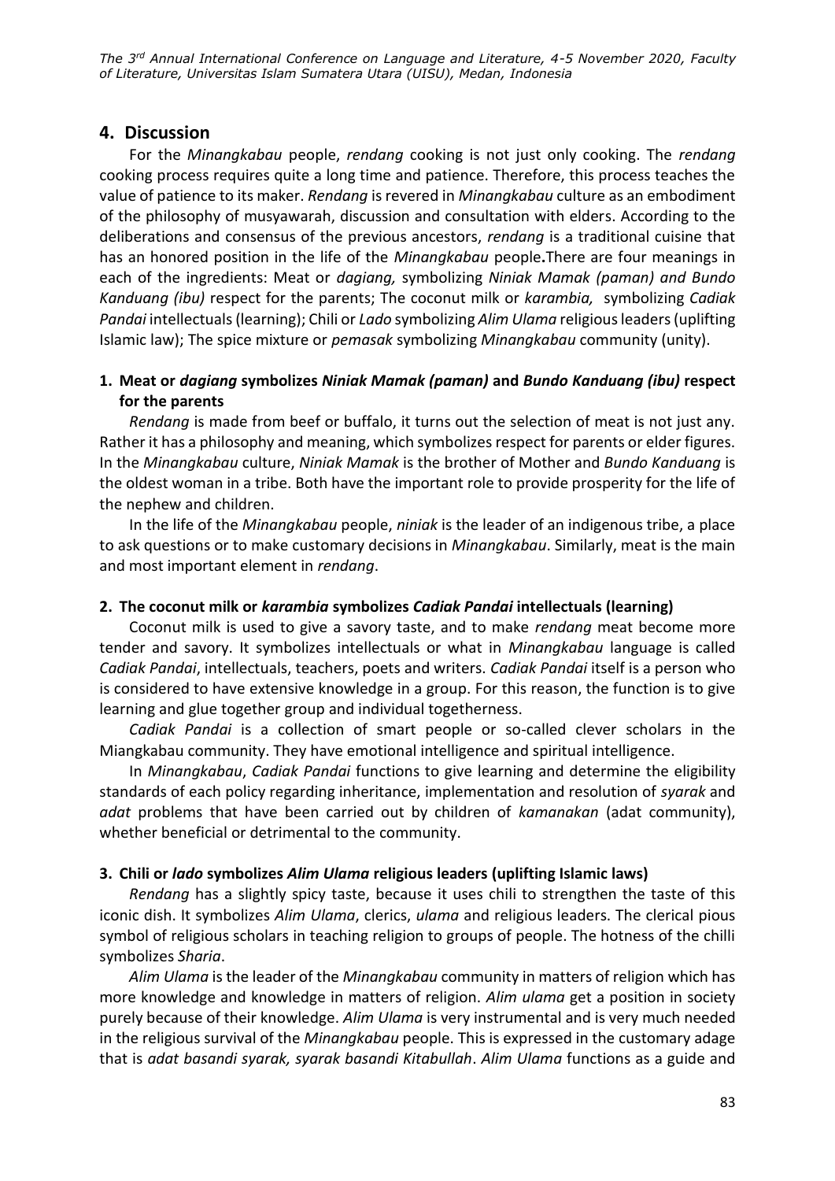## 4. Discussion

For the *Minangkabau* people, *rendang* cooking is not just only cooking. The *rendang* cooking process requires quite a long time and patience. Therefore, this process teaches the value of patience to its maker. *Rendang* is revered in *Minangkabau* culture as an embodiment of the philosophy of musyawarah, discussion and consultation with elders. According to the deliberations and consensus of the previous ancestors, *rendang* is a traditional cuisine that has an honored position in the life of the *Minangkabau* people**.**There are four meanings in each of the ingredients: Meat or *dagiang,* symbolizing *Niniak Mamak (paman) and Bundo Kanduang (ibu)* respect for the parents; The coconut milk or *karambia,* symbolizing *Cadiak Pandai* intellectuals (learning); Chili or *Lado* symbolizing *Alim Ulama* religious leaders (uplifting Islamic law); The spice mixture or *pemasak* symbolizing *Minangkabau* community (unity).

### 1. Meat or *dagiang* symbolizes *Niniak Mamak (paman)* and *Bundo Kanduang (ibu)* respect for the parents

*Rendang* is made from beef or buffalo, it turns out the selection of meat is not just any. Rather it has a philosophy and meaning, which symbolizes respect for parents or elder figures. In the *Minangkabau* culture, *Niniak Mamak* is the brother of Mother and *Bundo Kanduang* is the oldest woman in a tribe. Both have the important role to provide prosperity for the life of the nephew and children.

In the life of the *Minangkabau* people, *niniak* is the leader of an indigenous tribe, a place to ask questions or to make customary decisions in *Minangkabau*. Similarly, meat is the main and most important element in *rendang*.

### 2. The coconut milk or *karambia* symbolizes *Cadiak Pandai* intellectuals (learning)

Coconut milk is used to give a savory taste, and to make *rendang* meat become more tender and savory. It symbolizes intellectuals or what in *Minangkabau* language is called *Cadiak Pandai*, intellectuals, teachers, poets and writers. *Cadiak Pandai* itself is a person who is considered to have extensive knowledge in a group. For this reason, the function is to give learning and glue together group and individual togetherness.

*Cadiak Pandai* is a collection of smart people or so-called clever scholars in the Miangkabau community. They have emotional intelligence and spiritual intelligence.

In *Minangkabau*, *Cadiak Pandai* functions to give learning and determine the eligibility standards of each policy regarding inheritance, implementation and resolution of *syarak* and *adat* problems that have been carried out by children of *kamanakan* (adat community), whether beneficial or detrimental to the community.

### 3. Chili or *lado* symbolizes *Alim Ulama* religious leaders (uplifting Islamic laws)

*Rendang* has a slightly spicy taste, because it uses chili to strengthen the taste of this iconic dish. It symbolizes *Alim Ulama*, clerics, *ulama* and religious leaders. The clerical pious symbol of religious scholars in teaching religion to groups of people. The hotness of the chilli symbolizes *Sharia*.

*Alim Ulama* is the leader of the *Minangkabau* community in matters of religion which has more knowledge and knowledge in matters of religion. *Alim ulama* get a position in society purely because of their knowledge. *Alim Ulama* is very instrumental and is very much needed in the religious survival of the *Minangkabau* people. This is expressed in the customary adage that is *adat basandi syarak, syarak basandi Kitabullah*. *Alim Ulama* functions as a guide and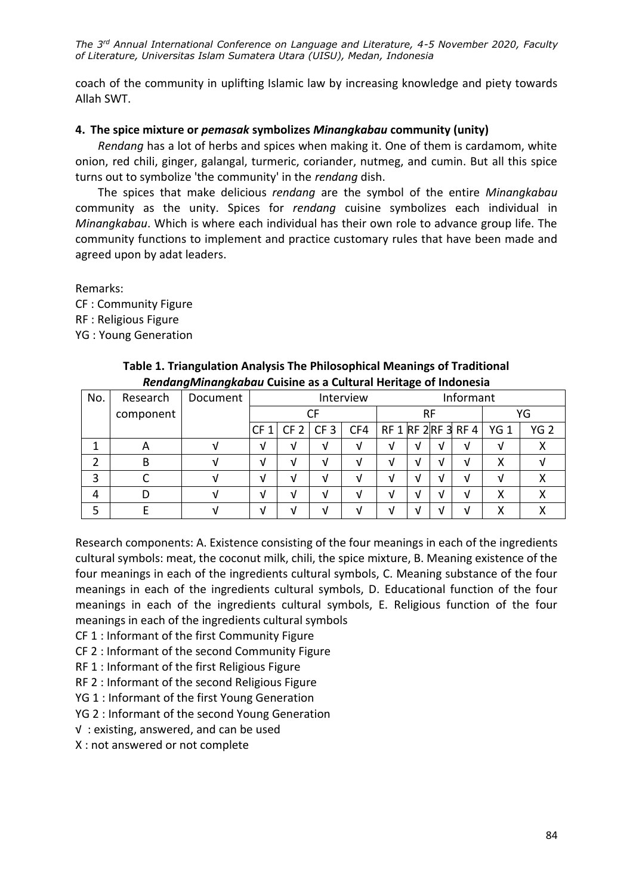coach of the community in uplifting Islamic law by increasing knowledge and piety towards Allah SWT.

### 4. The spice mixture or *pemasak* symbolizes *Minangkabau* community (unity)

*Rendang* has a lot of herbs and spices when making it. One of them is cardamom, white onion, red chili, ginger, galangal, turmeric, coriander, nutmeg, and cumin. But all this spice turns out to symbolize 'the community' in the *rendang* dish.

The spices that make delicious *rendang* are the symbol of the entire *Minangkabau* community as the unity. Spices for *rendang* cuisine symbolizes each individual in *Minangkabau*. Which is where each individual has their own role to advance group life. The community functions to implement and practice customary rules that have been made and agreed upon by adat leaders.

Remarks:
CF : Community Figure
RF : Religious Figure
YG : Young Generation

**Table 1. Triangulation Analysis The Philosophical Meanings of Traditional *RendangMinangkabau* Cuisine as a Cultural Heritage of Indonesia**

| No. | Research component | Document | Interview Informant | | | | | | | | | |
|---|---|---|---|---|---|---|---|---|---|---|---|---|
| | | | CF | | | | RF | | | | YG | |
| | | | CF 1 | CF 2 | CF 3 | CF4 | RF 1 | RF 2 | RF 3 | RF 4 | YG 1 | YG 2 |
| 1 | A | √ | √ | √ | √ | √ | √ | √ | √ | √ | √ | X |
| 2 | B | √ | √ | √ | √ | √ | √ | √ | √ | √ | X | √ |
| 3 | C | √ | √ | √ | √ | √ | √ | √ | √ | √ | √ | X |
| 4 | D | √ | √ | √ | √ | √ | √ | √ | √ | √ | X | X |
| 5 | E | √ | √ | √ | √ | √ | √ | √ | √ | √ | X | X |

Research components: A. Existence consisting of the four meanings in each of the ingredients cultural symbols: meat, the coconut milk, chili, the spice mixture, B. Meaning existence of the four meanings in each of the ingredients cultural symbols, C. Meaning substance of the four meanings in each of the ingredients cultural symbols, D. Educational function of the four meanings in each of the ingredients cultural symbols, E. Religious function of the four meanings in each of the ingredients cultural symbols

CF 1 : Informant of the first Community Figure
CF 2 : Informant of the second Community Figure
RF 1 : Informant of the first Religious Figure
RF 2 : Informant of the second Religious Figure
YG 1 : Informant of the first Young Generation
YG 2 : Informant of the second Young Generation
√ : existing, answered, and can be used
X : not answered or not complete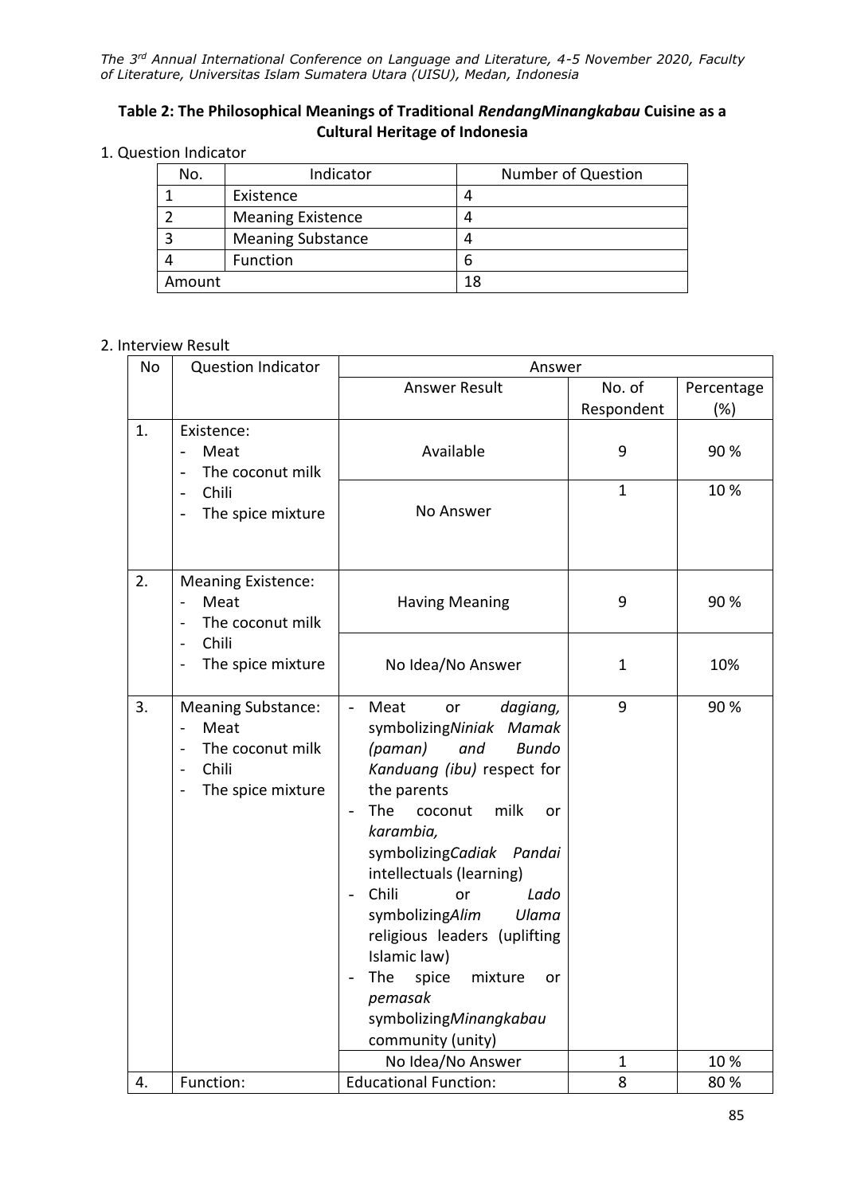**Table 2: The Philosophical Meanings of Traditional *RendangMinangkabau* Cuisine as a Cultural Heritage of Indonesia**

1. Question Indicator

| No. | Indicator | Number of Question |
|---|---|---|
| 1 | Existence | 4 |
| 2 | Meaning Existence | 4 |
| 3 | Meaning Substance | 4 |
| 4 | Function | 6 |
| Amount | | 18 |

2. Interview Result

| No | Question Indicator | Answer | | |
|---|---|---|---|---|
| | | Answer Result | No. of Respondent | Percentage (%) |
| 1. | Existence:<br>- Meat<br>- The coconut milk<br>- Chili<br>- The spice mixture | Available | 9 | 90 % |
| | | No Answer | 1 | 10 % |
| 2. | Meaning Existence:<br>- Meat<br>- The coconut milk<br>- Chili<br>- The spice mixture | Having Meaning | 9 | 90 % |
| | | No Idea/No Answer | 1 | 10% |
| 3. | Meaning Substance:<br>- Meat<br>- The coconut milk<br>- Chili<br>- The spice mixture | - Meat or *dagiang,* symbolizing*Niniak Mamak (paman) and Bundo Kanduang (ibu)* respect for the parents<br>- The coconut milk or *karambia,* symbolizing*Cadiak Pandai* intellectuals (learning)<br>- Chili or *Lado* symbolizing*Alim Ulama* religious leaders (uplifting Islamic law)<br>- The spice mixture or *pemasak* symbolizing*Minangkabau* community (unity) | 9 | 90 % |
| | | No Idea/No Answer | 1 | 10 % |
| 4. | Function: | Educational Function: | 8 | 80 % |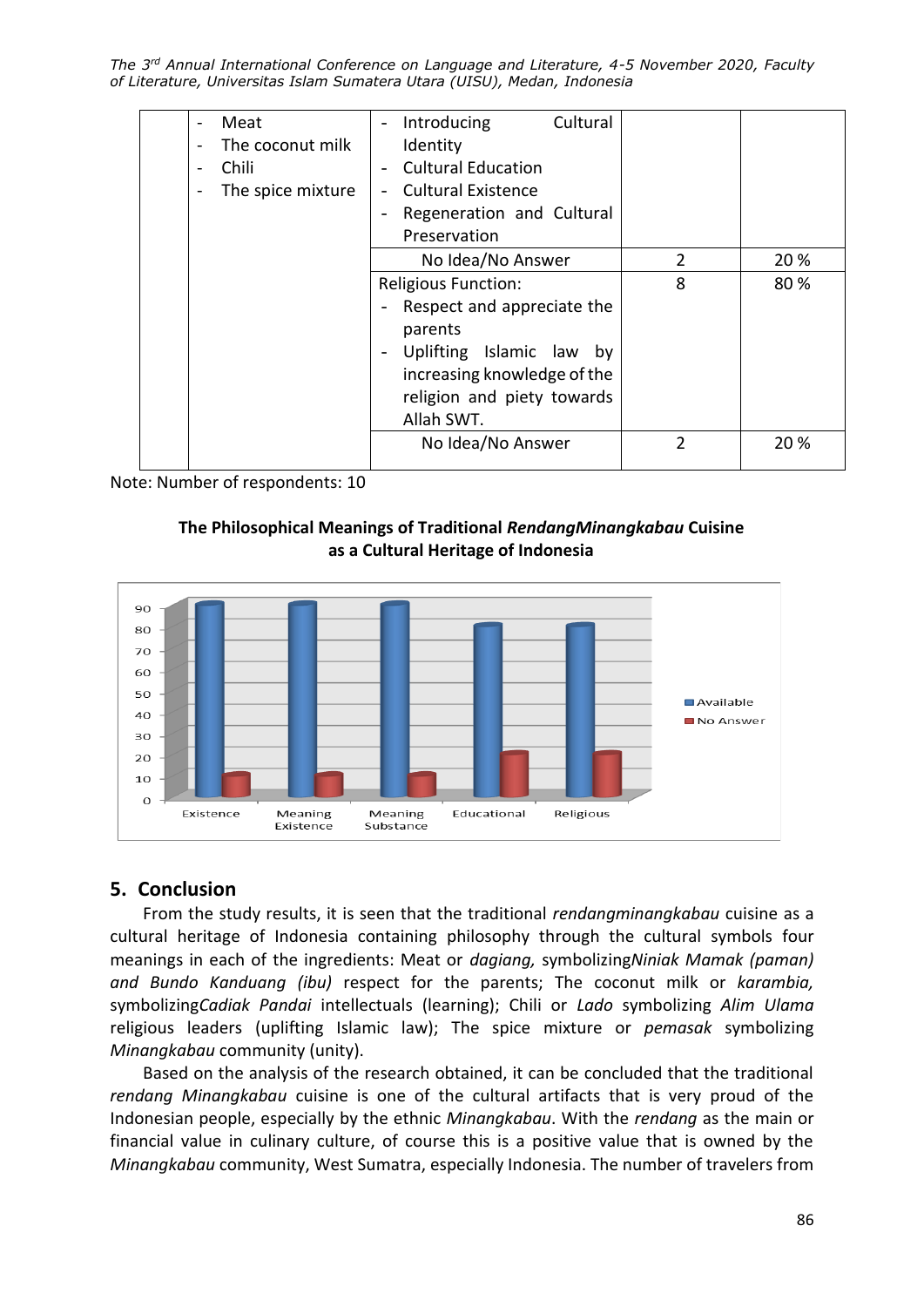| | | | | |
|---|---|---|---|---|
| | - Meat<br>- The coconut milk<br>- Chili<br>- The spice mixture | - Introducing Cultural Identity<br>- Cultural Education<br>- Cultural Existence<br>- Regeneration and Cultural Preservation | | |
| | | No Idea/No Answer | 2 | 20 % |
| | | Religious Function:<br>- Respect and appreciate the parents<br>- Uplifting Islamic law by increasing knowledge of the religion and piety towards Allah SWT. | 8 | 80 % |
| | | No Idea/No Answer | 2 | 20 % |

Note: Number of respondents: 10

**The Philosophical Meanings of Traditional *RendangMinangkabau* Cuisine as a Cultural Heritage of Indonesia**

| | Available | No Answer |
|---|---|---|
| Existence | 90 | 10 |
| Meaning Existence | 90 | 10 |
| Meaning Substance | 90 | 10 |
| Educational | 80 | 20 |
| Religious | 80 | 20 |

## 5. Conclusion

From the study results, it is seen that the traditional *rendangminangkabau* cuisine as a cultural heritage of Indonesia containing philosophy through the cultural symbols four meanings in each of the ingredients: Meat or *dagiang,* symbolizing*Niniak Mamak (paman) and Bundo Kanduang (ibu)* respect for the parents; The coconut milk or *karambia,* symbolizing*Cadiak Pandai* intellectuals (learning); Chili or *Lado* symbolizing *Alim Ulama* religious leaders (uplifting Islamic law); The spice mixture or *pemasak* symbolizing *Minangkabau* community (unity).

Based on the analysis of the research obtained, it can be concluded that the traditional *rendang Minangkabau* cuisine is one of the cultural artifacts that is very proud of the Indonesian people, especially by the ethnic *Minangkabau*. With the *rendang* as the main or financial value in culinary culture, of course this is a positive value that is owned by the *Minangkabau* community, West Sumatra, especially Indonesia. The number of travelers from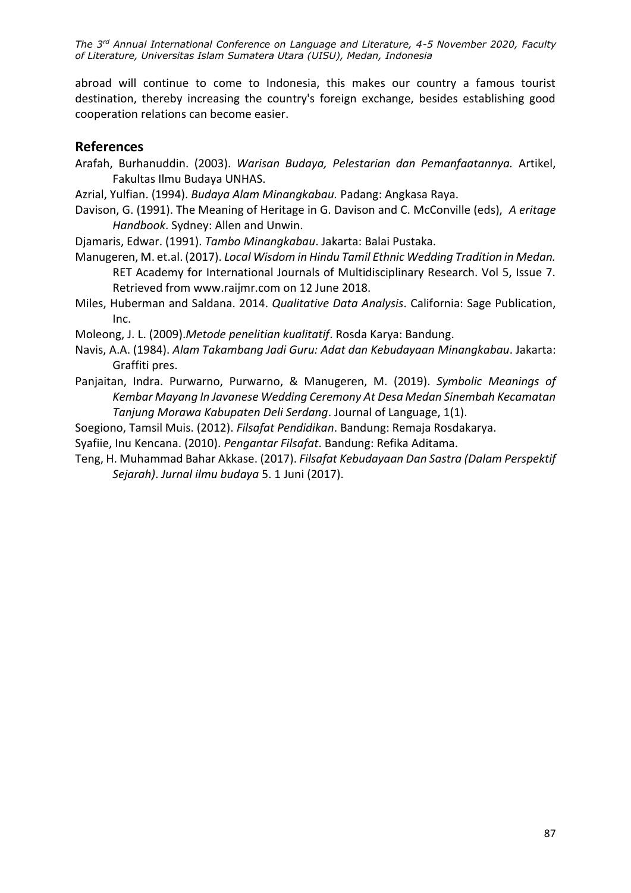abroad will continue to come to Indonesia, this makes our country a famous tourist destination, thereby increasing the country's foreign exchange, besides establishing good cooperation relations can become easier.

## References

Arafah, Burhanuddin. (2003). *Warisan Budaya, Pelestarian dan Pemanfaatannya.* Artikel, Fakultas Ilmu Budaya UNHAS.

Azrial, Yulfian. (1994). *Budaya Alam Minangkabau.* Padang: Angkasa Raya.

Davison, G. (1991). The Meaning of Heritage in G. Davison and C. McConville (eds), *A eritage Handbook*. Sydney: Allen and Unwin.

Djamaris, Edwar. (1991). *Tambo Minangkabau*. Jakarta: Balai Pustaka.

Manugeren, M. et.al. (2017). *Local Wisdom in Hindu Tamil Ethnic Wedding Tradition in Medan.* RET Academy for International Journals of Multidisciplinary Research. Vol 5, Issue 7. Retrieved from www.raijmr.com on 12 June 2018.

Miles, Huberman and Saldana. 2014. *Qualitative Data Analysis*. California: Sage Publication, Inc.

Moleong, J. L. (2009).*Metode penelitian kualitatif*. Rosda Karya: Bandung.

Navis, A.A. (1984). *Alam Takambang Jadi Guru: Adat dan Kebudayaan Minangkabau*. Jakarta: Graffiti pres.

Panjaitan, Indra. Purwarno, Purwarno, & Manugeren, M. (2019). *Symbolic Meanings of Kembar Mayang In Javanese Wedding Ceremony At Desa Medan Sinembah Kecamatan Tanjung Morawa Kabupaten Deli Serdang*. Journal of Language, 1(1).

Soegiono, Tamsil Muis. (2012). *Filsafat Pendidikan*. Bandung: Remaja Rosdakarya.

Syafiie, Inu Kencana. (2010). *Pengantar Filsafat*. Bandung: Refika Aditama.

Teng, H. Muhammad Bahar Akkase. (2017). *Filsafat Kebudayaan Dan Sastra (Dalam Perspektif Sejarah)*. *Jurnal ilmu budaya* 5. 1 Juni (2017).